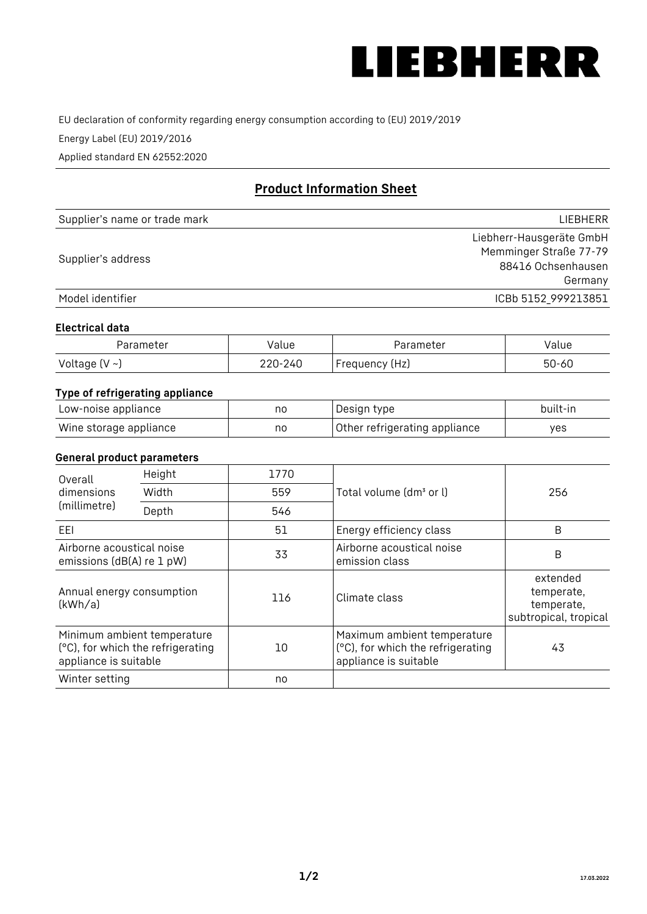# LIEBHERR

EU declaration of conformity regarding energy consumption according to (EU) 2019/2019

Energy Label (EU) 2019/2016

Applied standard EN 62552:2020

## Product Information Sheet

| | |
|---|---|
| Supplier's name or trade mark | LIEBHERR |
| Supplier's address | Liebherr-Hausgeräte GmbH<br>Memminger Straße 77-79<br>88416 Ochsenhausen<br>Germany |
| Model identifier | ICBb 5152_999213851 |

### Electrical data

| Parameter | Value | Parameter | Value |
|---|---|---|---|
| Voltage (V ~) | 220-240 | Frequency (Hz) | 50-60 |

### Type of refrigerating appliance

| | | | |
|---|---|---|---|
| Low-noise appliance | no | Design type | built-in |
| Wine storage appliance | no | Other refrigerating appliance | yes |

### General product parameters

| | | | | |
|---|---|---|---|---|
| Overall dimensions (millimetre) | Height | 1770 | Total volume (dm³ or l) | 256 |
| | Width | 559 | | |
| | Depth | 546 | | |
| EEI | | 51 | Energy efficiency class | B |
| Airborne acoustical noise emissions (dB(A) re 1 pW) | | 33 | Airborne acoustical noise emission class | B |
| Annual energy consumption (kWh/a) | | 116 | Climate class | extended temperate, temperate, subtropical, tropical |
| Minimum ambient temperature (°C), for which the refrigerating appliance is suitable | | 10 | Maximum ambient temperature (°C), for which the refrigerating appliance is suitable | 43 |
| Winter setting | | no | | |

17.03.2022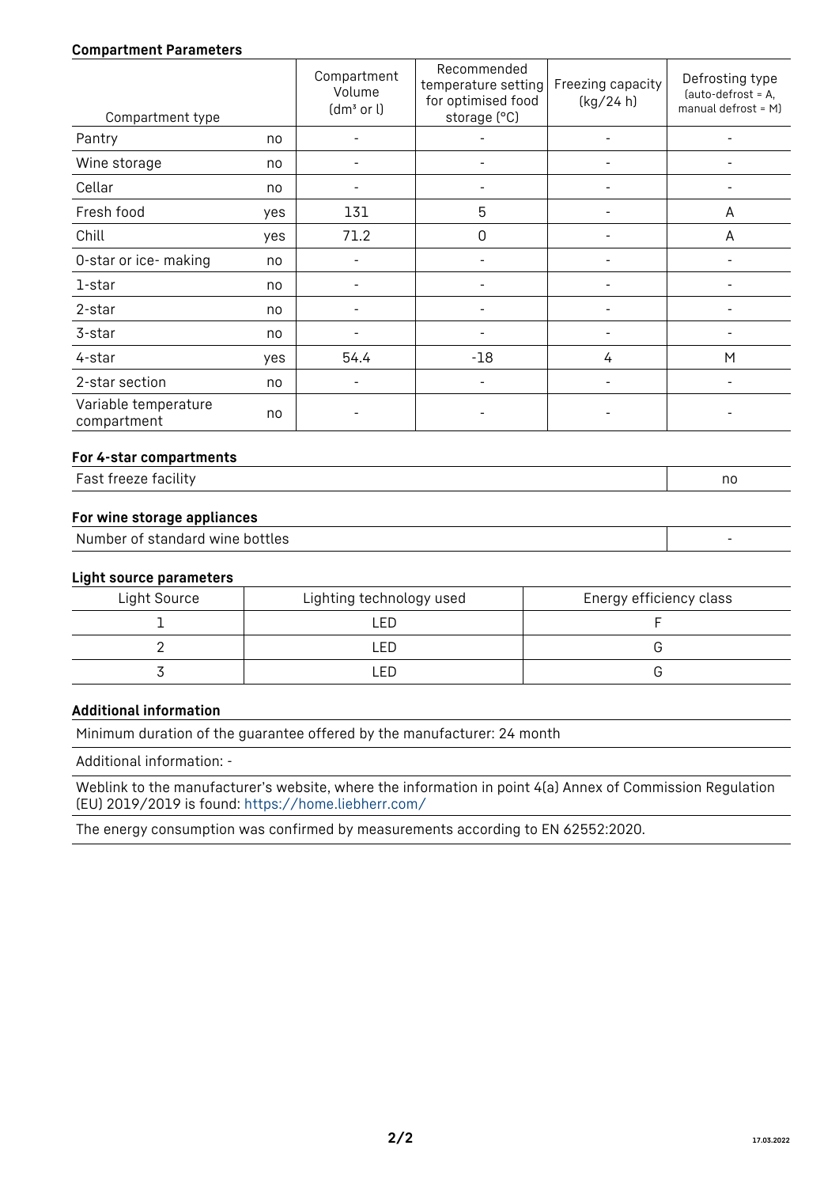**Compartment Parameters**

| Compartment type | | Compartment Volume (dm³ or l) | Recommended temperature setting for optimised food storage (°C) | Freezing capacity (kg/24 h) | Defrosting type (auto-defrost = A, manual defrost = M) |
|---|---|---|---|---|---|
| Pantry | no | - | - | - | - |
| Wine storage | no | - | - | - | - |
| Cellar | no | - | - | - | - |
| Fresh food | yes | 131 | 5 | - | A |
| Chill | yes | 71.2 | 0 | - | A |
| 0-star or ice- making | no | - | - | - | - |
| 1-star | no | - | - | - | - |
| 2-star | no | - | - | - | - |
| 3-star | no | - | - | - | - |
| 4-star | yes | 54.4 | -18 | 4 | M |
| 2-star section | no | - | - | - | - |
| Variable temperature compartment | no | - | - | - | - |

**For 4-star compartments**

| | |
|---|---|
| Fast freeze facility | no |

**For wine storage appliances**

| | |
|---|---|
| Number of standard wine bottles | - |

**Light source parameters**

| Light Source | Lighting technology used | Energy efficiency class |
|---|---|---|
| 1 | LED | F |
| 2 | LED | G |
| 3 | LED | G |

**Additional information**

Minimum duration of the guarantee offered by the manufacturer: 24 month

Additional information: -

Weblink to the manufacturer's website, where the information in point 4(a) Annex of Commission Regulation (EU) 2019/2019 is found: https://home.liebherr.com/

The energy consumption was confirmed by measurements according to EN 62552:2020.

17.03.2022